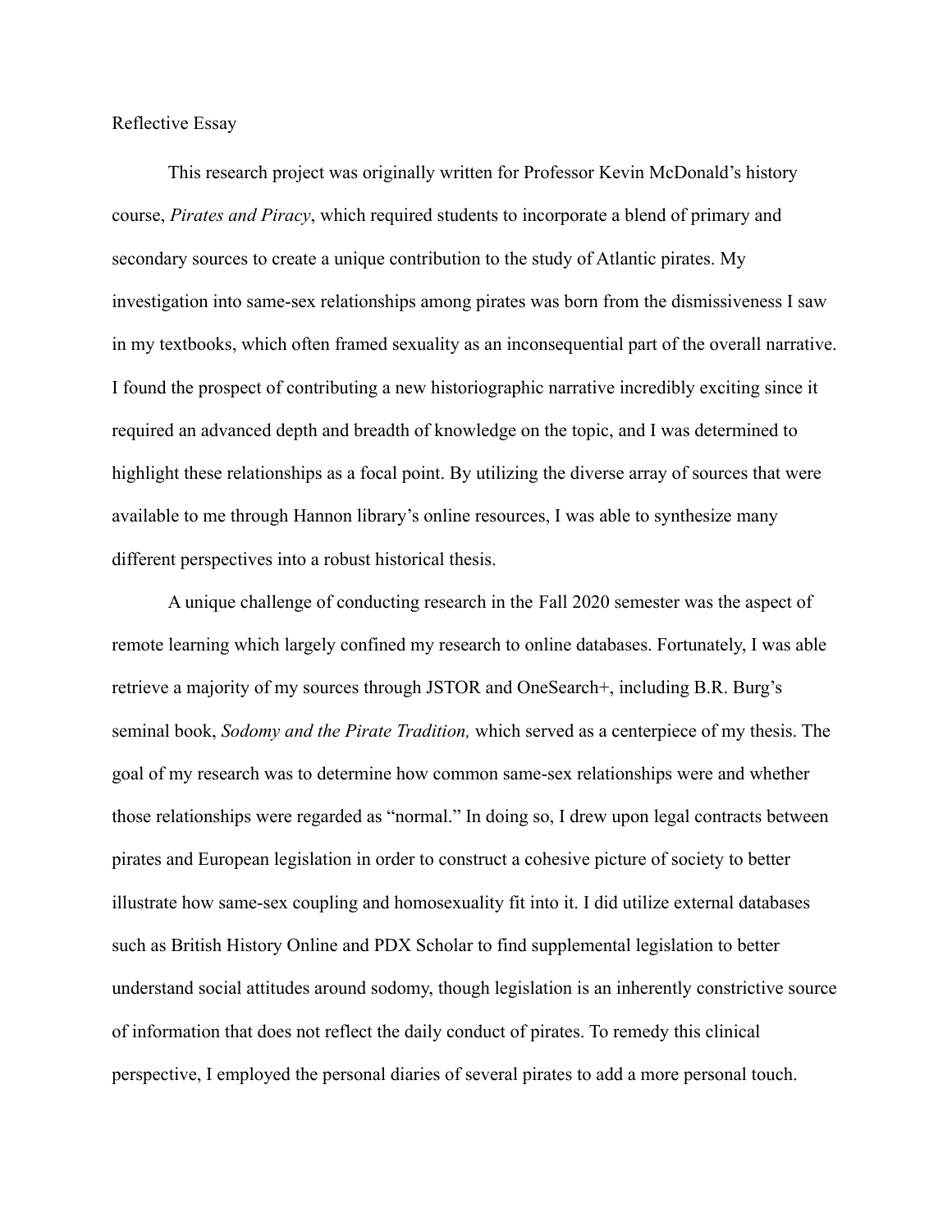Reflective Essay

This research project was originally written for Professor Kevin McDonald's history course, *Pirates and Piracy*, which required students to incorporate a blend of primary and secondary sources to create a unique contribution to the study of Atlantic pirates. My investigation into same-sex relationships among pirates was born from the dismissiveness I saw in my textbooks, which often framed sexuality as an inconsequential part of the overall narrative. I found the prospect of contributing a new historiographic narrative incredibly exciting since it required an advanced depth and breadth of knowledge on the topic, and I was determined to highlight these relationships as a focal point. By utilizing the diverse array of sources that were available to me through Hannon library's online resources, I was able to synthesize many different perspectives into a robust historical thesis.

A unique challenge of conducting research in the Fall 2020 semester was the aspect of remote learning which largely confined my research to online databases. Fortunately, I was able retrieve a majority of my sources through JSTOR and OneSearch+, including B.R. Burg's seminal book, *Sodomy and the Pirate Tradition,* which served as a centerpiece of my thesis. The goal of my research was to determine how common same-sex relationships were and whether those relationships were regarded as "normal." In doing so, I drew upon legal contracts between pirates and European legislation in order to construct a cohesive picture of society to better illustrate how same-sex coupling and homosexuality fit into it. I did utilize external databases such as British History Online and PDX Scholar to find supplemental legislation to better understand social attitudes around sodomy, though legislation is an inherently constrictive source of information that does not reflect the daily conduct of pirates. To remedy this clinical perspective, I employed the personal diaries of several pirates to add a more personal touch.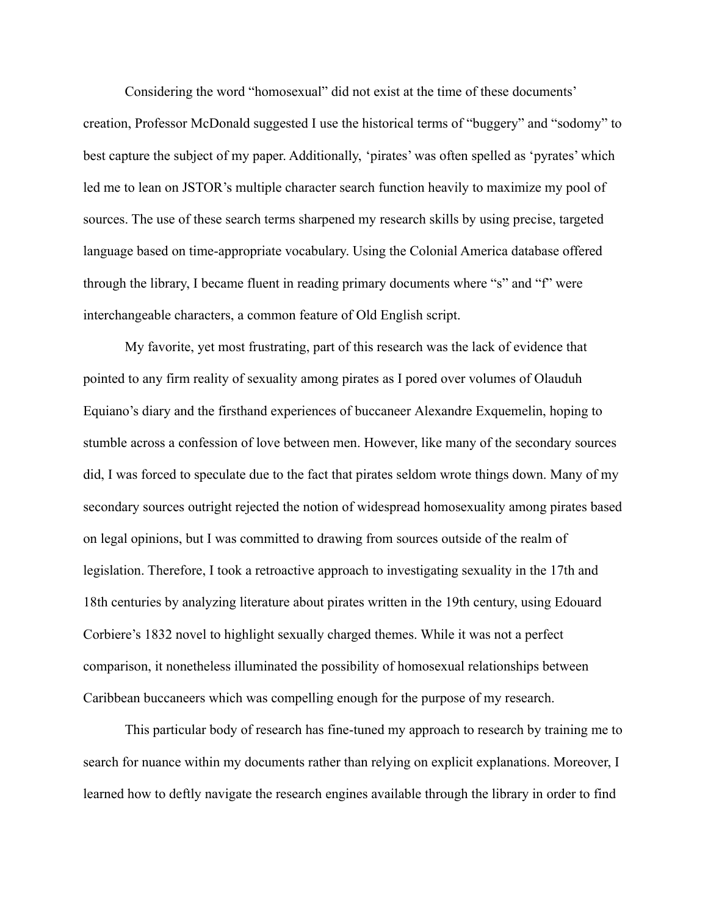Considering the word "homosexual" did not exist at the time of these documents' creation, Professor McDonald suggested I use the historical terms of "buggery" and "sodomy" to best capture the subject of my paper. Additionally, 'pirates' was often spelled as 'pyrates' which led me to lean on JSTOR's multiple character search function heavily to maximize my pool of sources. The use of these search terms sharpened my research skills by using precise, targeted language based on time-appropriate vocabulary. Using the Colonial America database offered through the library, I became fluent in reading primary documents where "s" and "f" were interchangeable characters, a common feature of Old English script.

My favorite, yet most frustrating, part of this research was the lack of evidence that pointed to any firm reality of sexuality among pirates as I pored over volumes of Olauduh Equiano's diary and the firsthand experiences of buccaneer Alexandre Exquemelin, hoping to stumble across a confession of love between men. However, like many of the secondary sources did, I was forced to speculate due to the fact that pirates seldom wrote things down. Many of my secondary sources outright rejected the notion of widespread homosexuality among pirates based on legal opinions, but I was committed to drawing from sources outside of the realm of legislation. Therefore, I took a retroactive approach to investigating sexuality in the 17th and 18th centuries by analyzing literature about pirates written in the 19th century, using Edouard Corbiere's 1832 novel to highlight sexually charged themes. While it was not a perfect comparison, it nonetheless illuminated the possibility of homosexual relationships between Caribbean buccaneers which was compelling enough for the purpose of my research.

This particular body of research has fine-tuned my approach to research by training me to search for nuance within my documents rather than relying on explicit explanations. Moreover, I learned how to deftly navigate the research engines available through the library in order to find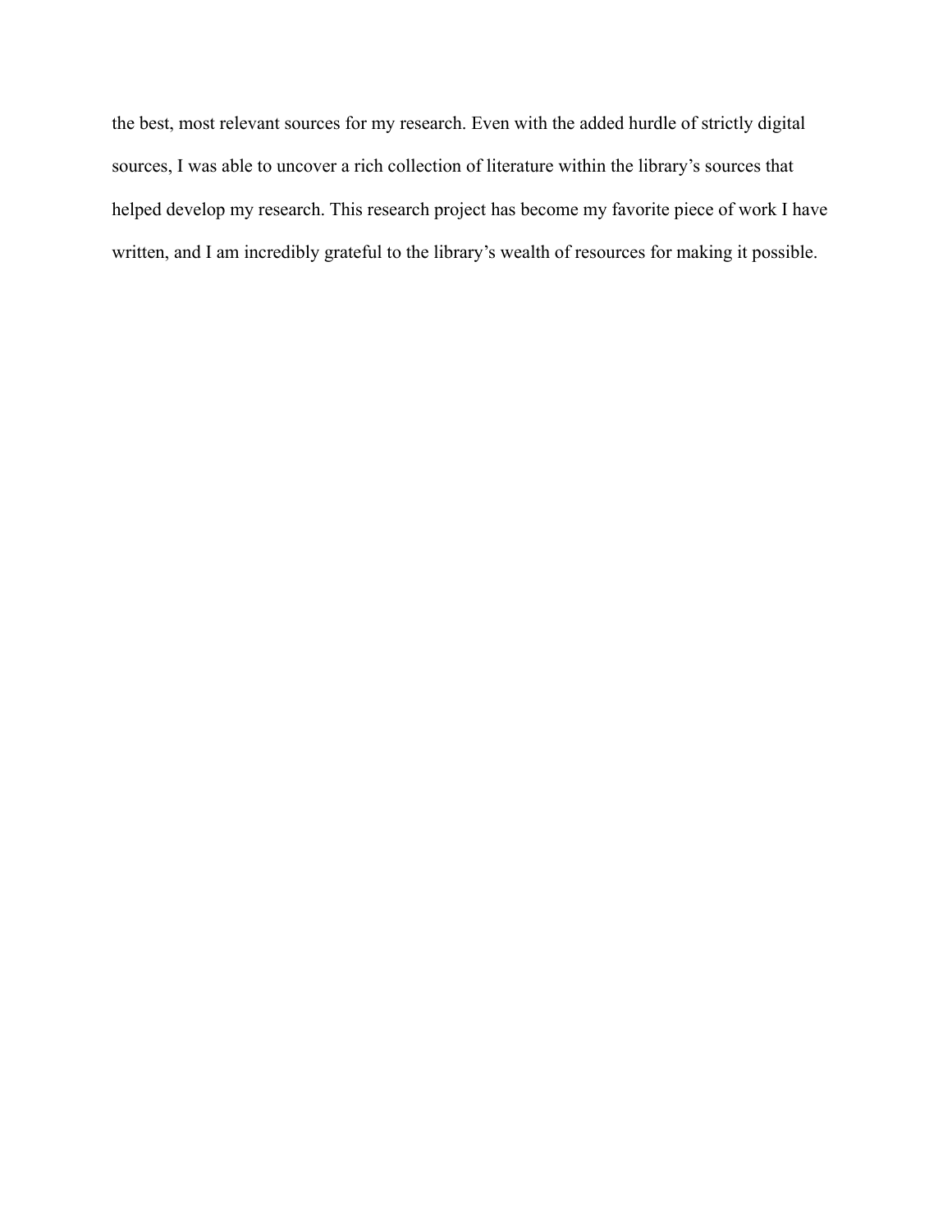the best, most relevant sources for my research. Even with the added hurdle of strictly digital sources, I was able to uncover a rich collection of literature within the library's sources that helped develop my research. This research project has become my favorite piece of work I have written, and I am incredibly grateful to the library's wealth of resources for making it possible.